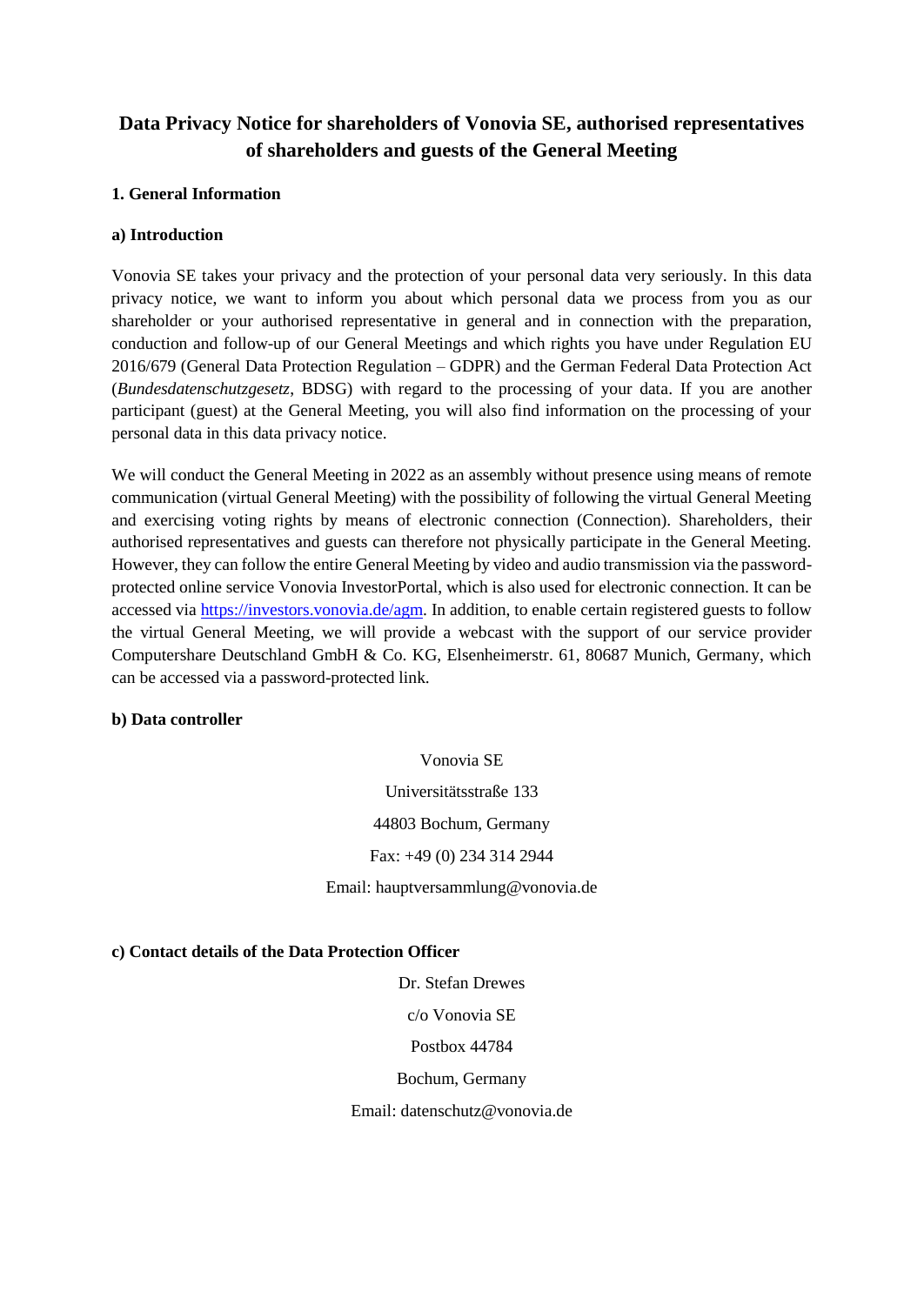# Data Privacy Notice for shareholders of Vonovia SE, authorised representatives of shareholders and guests of the General Meeting

## 1. General Information

### a) Introduction

Vonovia SE takes your privacy and the protection of your personal data very seriously. In this data privacy notice, we want to inform you about which personal data we process from you as our shareholder or your authorised representative in general and in connection with the preparation, conduction and follow-up of our General Meetings and which rights you have under Regulation EU 2016/679 (General Data Protection Regulation – GDPR) and the German Federal Data Protection Act (*Bundesdatenschutzgesetz*, BDSG) with regard to the processing of your data. If you are another participant (guest) at the General Meeting, you will also find information on the processing of your personal data in this data privacy notice.

We will conduct the General Meeting in 2022 as an assembly without presence using means of remote communication (virtual General Meeting) with the possibility of following the virtual General Meeting and exercising voting rights by means of electronic connection (Connection). Shareholders, their authorised representatives and guests can therefore not physically participate in the General Meeting. However, they can follow the entire General Meeting by video and audio transmission via the password-protected online service Vonovia InvestorPortal, which is also used for electronic connection. It can be accessed via [https://investors.vonovia.de/agm](https://investors.vonovia.de/agm). In addition, to enable certain registered guests to follow the virtual General Meeting, we will provide a webcast with the support of our service provider Computershare Deutschland GmbH & Co. KG, Elsenheimerstr. 61, 80687 Munich, Germany, which can be accessed via a password-protected link.

### b) Data controller

Vonovia SE

Universitätsstraße 133

44803 Bochum, Germany

Fax: +49 (0) 234 314 2944

Email: hauptversammlung@vonovia.de

### c) Contact details of the Data Protection Officer

Dr. Stefan Drewes

c/o Vonovia SE

Postbox 44784

Bochum, Germany

Email: datenschutz@vonovia.de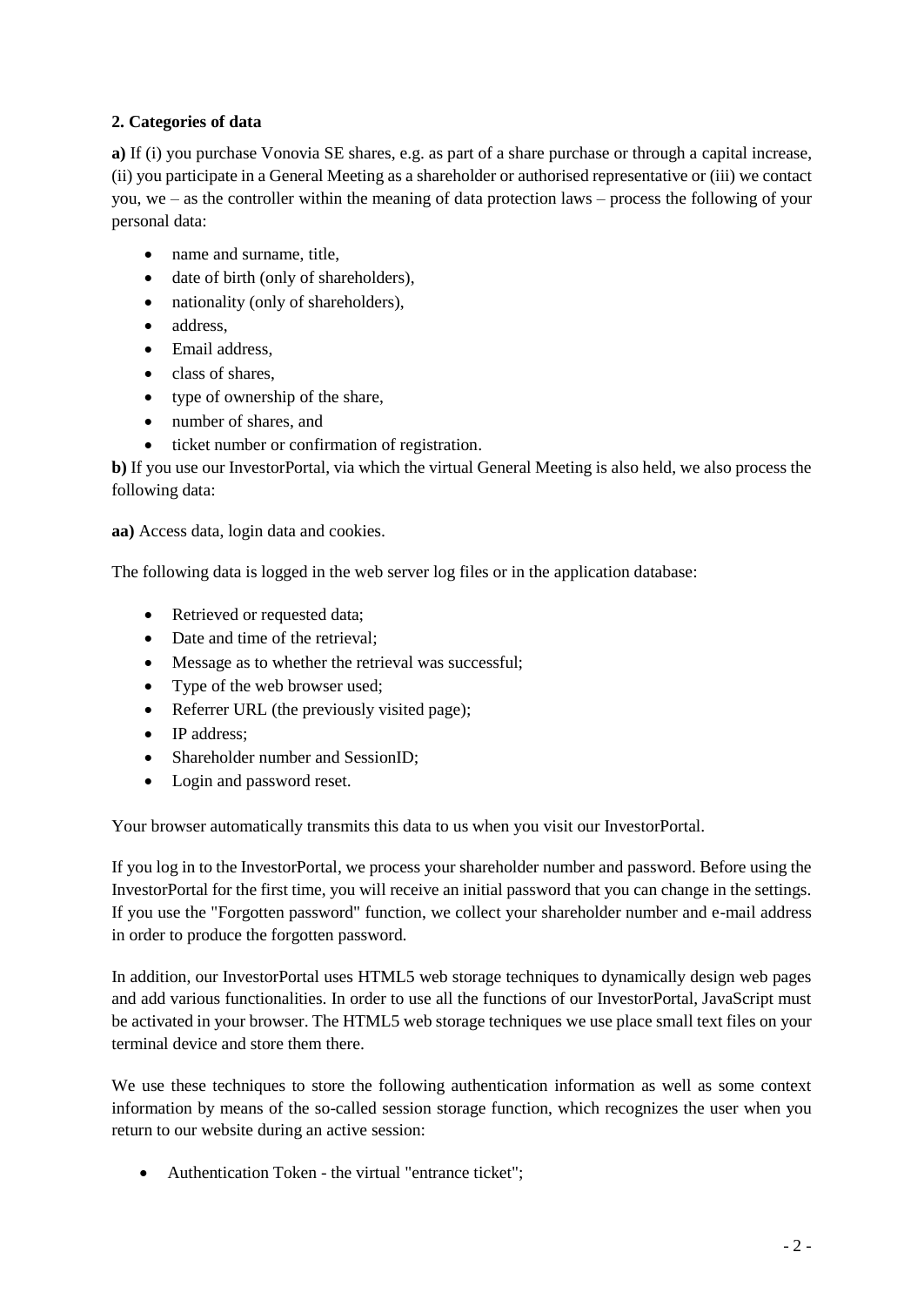**2. Categories of data**

**a)** If (i) you purchase Vonovia SE shares, e.g. as part of a share purchase or through a capital increase, (ii) you participate in a General Meeting as a shareholder or authorised representative or (iii) we contact you, we – as the controller within the meaning of data protection laws – process the following of your personal data:

- name and surname, title,
- date of birth (only of shareholders),
- nationality (only of shareholders),
- address,
- Email address,
- class of shares,
- type of ownership of the share,
- number of shares, and
- ticket number or confirmation of registration.

**b)** If you use our InvestorPortal, via which the virtual General Meeting is also held, we also process the following data:

**aa)** Access data, login data and cookies.

The following data is logged in the web server log files or in the application database:

- Retrieved or requested data;
- Date and time of the retrieval;
- Message as to whether the retrieval was successful;
- Type of the web browser used;
- Referrer URL (the previously visited page);
- IP address;
- Shareholder number and SessionID;
- Login and password reset.

Your browser automatically transmits this data to us when you visit our InvestorPortal.

If you log in to the InvestorPortal, we process your shareholder number and password. Before using the InvestorPortal for the first time, you will receive an initial password that you can change in the settings. If you use the "Forgotten password" function, we collect your shareholder number and e-mail address in order to produce the forgotten password.

In addition, our InvestorPortal uses HTML5 web storage techniques to dynamically design web pages and add various functionalities. In order to use all the functions of our InvestorPortal, JavaScript must be activated in your browser. The HTML5 web storage techniques we use place small text files on your terminal device and store them there.

We use these techniques to store the following authentication information as well as some context information by means of the so-called session storage function, which recognizes the user when you return to our website during an active session:

- Authentication Token - the virtual "entrance ticket";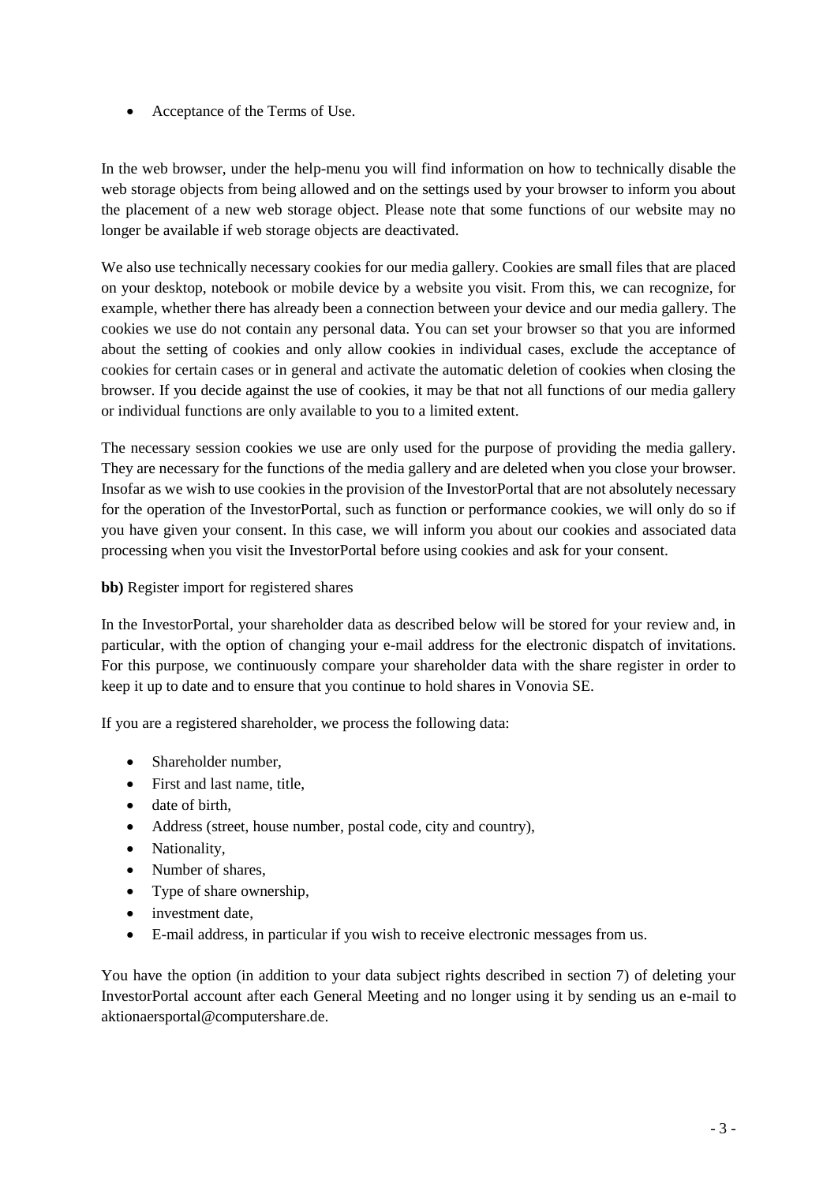- Acceptance of the Terms of Use.

In the web browser, under the help-menu you will find information on how to technically disable the web storage objects from being allowed and on the settings used by your browser to inform you about the placement of a new web storage object. Please note that some functions of our website may no longer be available if web storage objects are deactivated.

We also use technically necessary cookies for our media gallery. Cookies are small files that are placed on your desktop, notebook or mobile device by a website you visit. From this, we can recognize, for example, whether there has already been a connection between your device and our media gallery. The cookies we use do not contain any personal data. You can set your browser so that you are informed about the setting of cookies and only allow cookies in individual cases, exclude the acceptance of cookies for certain cases or in general and activate the automatic deletion of cookies when closing the browser. If you decide against the use of cookies, it may be that not all functions of our media gallery or individual functions are only available to you to a limited extent.

The necessary session cookies we use are only used for the purpose of providing the media gallery. They are necessary for the functions of the media gallery and are deleted when you close your browser. Insofar as we wish to use cookies in the provision of the InvestorPortal that are not absolutely necessary for the operation of the InvestorPortal, such as function or performance cookies, we will only do so if you have given your consent. In this case, we will inform you about our cookies and associated data processing when you visit the InvestorPortal before using cookies and ask for your consent.

**bb)** Register import for registered shares

In the InvestorPortal, your shareholder data as described below will be stored for your review and, in particular, with the option of changing your e-mail address for the electronic dispatch of invitations. For this purpose, we continuously compare your shareholder data with the share register in order to keep it up to date and to ensure that you continue to hold shares in Vonovia SE.

If you are a registered shareholder, we process the following data:

- Shareholder number,
- First and last name, title,
- date of birth,
- Address (street, house number, postal code, city and country),
- Nationality,
- Number of shares,
- Type of share ownership,
- investment date,
- E-mail address, in particular if you wish to receive electronic messages from us.

You have the option (in addition to your data subject rights described in section 7) of deleting your InvestorPortal account after each General Meeting and no longer using it by sending us an e-mail to aktionaersportal@computershare.de.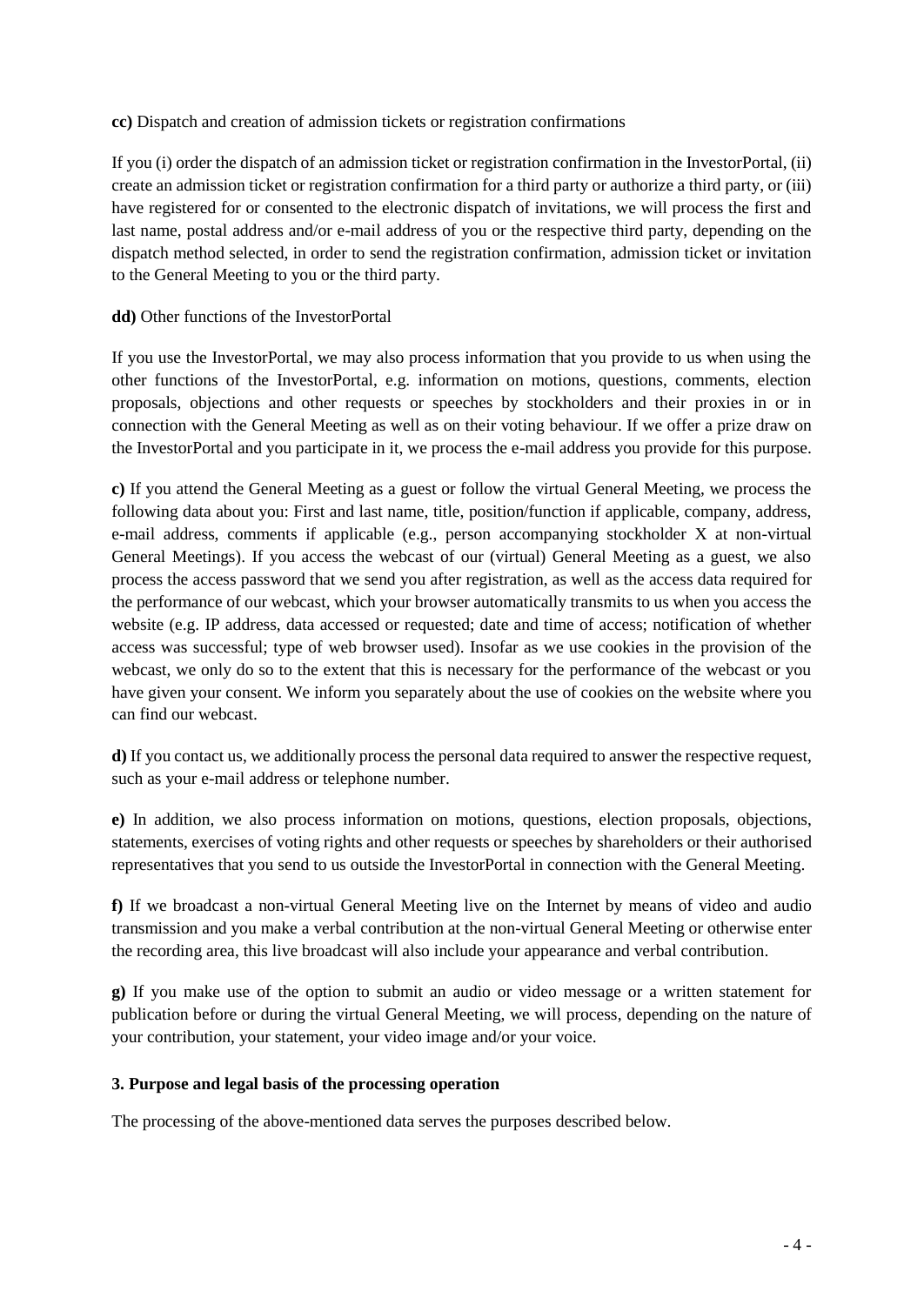**cc)** Dispatch and creation of admission tickets or registration confirmations

If you (i) order the dispatch of an admission ticket or registration confirmation in the InvestorPortal, (ii) create an admission ticket or registration confirmation for a third party or authorize a third party, or (iii) have registered for or consented to the electronic dispatch of invitations, we will process the first and last name, postal address and/or e-mail address of you or the respective third party, depending on the dispatch method selected, in order to send the registration confirmation, admission ticket or invitation to the General Meeting to you or the third party.

**dd)** Other functions of the InvestorPortal

If you use the InvestorPortal, we may also process information that you provide to us when using the other functions of the InvestorPortal, e.g. information on motions, questions, comments, election proposals, objections and other requests or speeches by stockholders and their proxies in or in connection with the General Meeting as well as on their voting behaviour. If we offer a prize draw on the InvestorPortal and you participate in it, we process the e-mail address you provide for this purpose.

**c)** If you attend the General Meeting as a guest or follow the virtual General Meeting, we process the following data about you: First and last name, title, position/function if applicable, company, address, e-mail address, comments if applicable (e.g., person accompanying stockholder X at non-virtual General Meetings). If you access the webcast of our (virtual) General Meeting as a guest, we also process the access password that we send you after registration, as well as the access data required for the performance of our webcast, which your browser automatically transmits to us when you access the website (e.g. IP address, data accessed or requested; date and time of access; notification of whether access was successful; type of web browser used). Insofar as we use cookies in the provision of the webcast, we only do so to the extent that this is necessary for the performance of the webcast or you have given your consent. We inform you separately about the use of cookies on the website where you can find our webcast.

**d)** If you contact us, we additionally process the personal data required to answer the respective request, such as your e-mail address or telephone number.

**e)** In addition, we also process information on motions, questions, election proposals, objections, statements, exercises of voting rights and other requests or speeches by shareholders or their authorised representatives that you send to us outside the InvestorPortal in connection with the General Meeting.

**f)** If we broadcast a non-virtual General Meeting live on the Internet by means of video and audio transmission and you make a verbal contribution at the non-virtual General Meeting or otherwise enter the recording area, this live broadcast will also include your appearance and verbal contribution.

**g)** If you make use of the option to submit an audio or video message or a written statement for publication before or during the virtual General Meeting, we will process, depending on the nature of your contribution, your statement, your video image and/or your voice.

### 3. Purpose and legal basis of the processing operation

The processing of the above-mentioned data serves the purposes described below.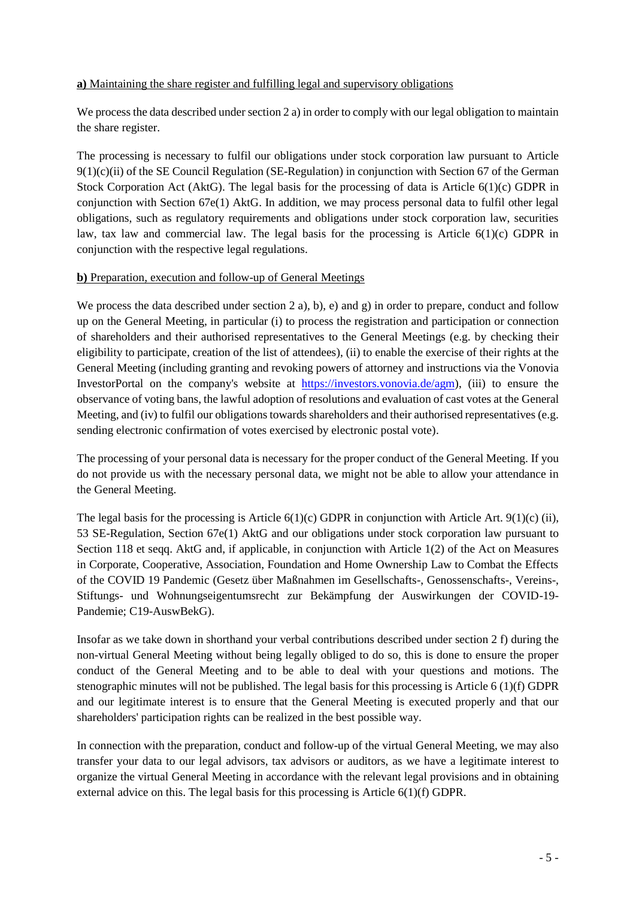**a)** Maintaining the share register and fulfilling legal and supervisory obligations

We process the data described under section 2 a) in order to comply with our legal obligation to maintain the share register.

The processing is necessary to fulfil our obligations under stock corporation law pursuant to Article 9(1)(c)(ii) of the SE Council Regulation (SE-Regulation) in conjunction with Section 67 of the German Stock Corporation Act (AktG). The legal basis for the processing of data is Article 6(1)(c) GDPR in conjunction with Section 67e(1) AktG. In addition, we may process personal data to fulfil other legal obligations, such as regulatory requirements and obligations under stock corporation law, securities law, tax law and commercial law. The legal basis for the processing is Article 6(1)(c) GDPR in conjunction with the respective legal regulations.

**b)** Preparation, execution and follow-up of General Meetings

We process the data described under section 2 a), b), e) and g) in order to prepare, conduct and follow up on the General Meeting, in particular (i) to process the registration and participation or connection of shareholders and their authorised representatives to the General Meetings (e.g. by checking their eligibility to participate, creation of the list of attendees), (ii) to enable the exercise of their rights at the General Meeting (including granting and revoking powers of attorney and instructions via the Vonovia InvestorPortal on the company's website at https://investors.vonovia.de/agm), (iii) to ensure the observance of voting bans, the lawful adoption of resolutions and evaluation of cast votes at the General Meeting, and (iv) to fulfil our obligations towards shareholders and their authorised representatives (e.g. sending electronic confirmation of votes exercised by electronic postal vote).

The processing of your personal data is necessary for the proper conduct of the General Meeting. If you do not provide us with the necessary personal data, we might not be able to allow your attendance in the General Meeting.

The legal basis for the processing is Article 6(1)(c) GDPR in conjunction with Article Art. 9(1)(c) (ii), 53 SE-Regulation, Section 67e(1) AktG and our obligations under stock corporation law pursuant to Section 118 et seqq. AktG and, if applicable, in conjunction with Article 1(2) of the Act on Measures in Corporate, Cooperative, Association, Foundation and Home Ownership Law to Combat the Effects of the COVID 19 Pandemic (Gesetz über Maßnahmen im Gesellschafts-, Genossenschafts-, Vereins-, Stiftungs- und Wohnungseigentumsrecht zur Bekämpfung der Auswirkungen der COVID-19-Pandemie; C19-AuswBekG).

Insofar as we take down in shorthand your verbal contributions described under section 2 f) during the non-virtual General Meeting without being legally obliged to do so, this is done to ensure the proper conduct of the General Meeting and to be able to deal with your questions and motions. The stenographic minutes will not be published. The legal basis for this processing is Article 6 (1)(f) GDPR and our legitimate interest is to ensure that the General Meeting is executed properly and that our shareholders' participation rights can be realized in the best possible way.

In connection with the preparation, conduct and follow-up of the virtual General Meeting, we may also transfer your data to our legal advisors, tax advisors or auditors, as we have a legitimate interest to organize the virtual General Meeting in accordance with the relevant legal provisions and in obtaining external advice on this. The legal basis for this processing is Article 6(1)(f) GDPR.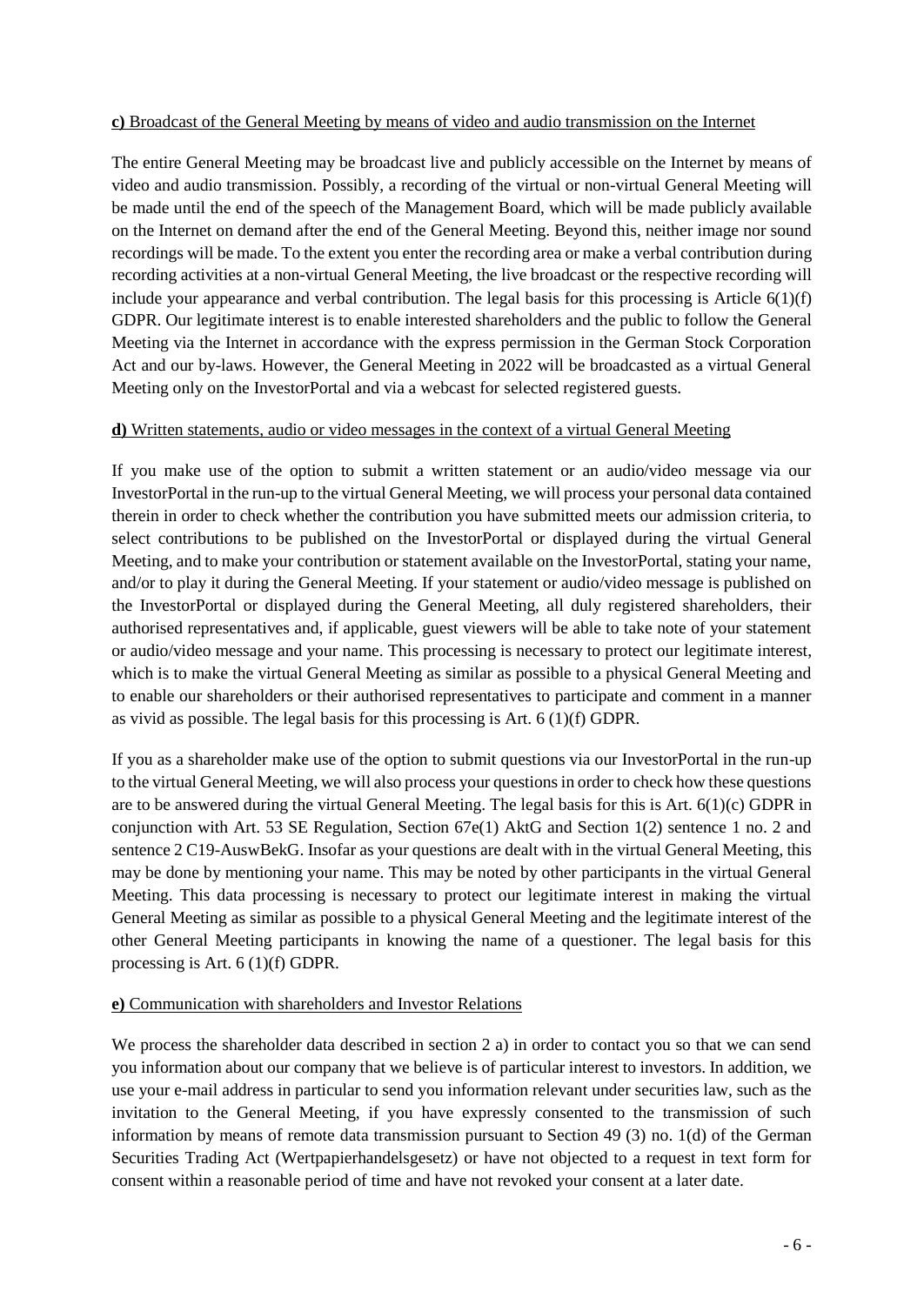**c)** Broadcast of the General Meeting by means of video and audio transmission on the Internet

The entire General Meeting may be broadcast live and publicly accessible on the Internet by means of video and audio transmission. Possibly, a recording of the virtual or non-virtual General Meeting will be made until the end of the speech of the Management Board, which will be made publicly available on the Internet on demand after the end of the General Meeting. Beyond this, neither image nor sound recordings will be made. To the extent you enter the recording area or make a verbal contribution during recording activities at a non-virtual General Meeting, the live broadcast or the respective recording will include your appearance and verbal contribution. The legal basis for this processing is Article 6(1)(f) GDPR. Our legitimate interest is to enable interested shareholders and the public to follow the General Meeting via the Internet in accordance with the express permission in the German Stock Corporation Act and our by-laws. However, the General Meeting in 2022 will be broadcasted as a virtual General Meeting only on the InvestorPortal and via a webcast for selected registered guests.

**d)** Written statements, audio or video messages in the context of a virtual General Meeting

If you make use of the option to submit a written statement or an audio/video message via our InvestorPortal in the run-up to the virtual General Meeting, we will process your personal data contained therein in order to check whether the contribution you have submitted meets our admission criteria, to select contributions to be published on the InvestorPortal or displayed during the virtual General Meeting, and to make your contribution or statement available on the InvestorPortal, stating your name, and/or to play it during the General Meeting. If your statement or audio/video message is published on the InvestorPortal or displayed during the General Meeting, all duly registered shareholders, their authorised representatives and, if applicable, guest viewers will be able to take note of your statement or audio/video message and your name. This processing is necessary to protect our legitimate interest, which is to make the virtual General Meeting as similar as possible to a physical General Meeting and to enable our shareholders or their authorised representatives to participate and comment in a manner as vivid as possible. The legal basis for this processing is Art. 6 (1)(f) GDPR.

If you as a shareholder make use of the option to submit questions via our InvestorPortal in the run-up to the virtual General Meeting, we will also process your questions in order to check how these questions are to be answered during the virtual General Meeting. The legal basis for this is Art. 6(1)(c) GDPR in conjunction with Art. 53 SE Regulation, Section 67e(1) AktG and Section 1(2) sentence 1 no. 2 and sentence 2 C19-AuswBekG. Insofar as your questions are dealt with in the virtual General Meeting, this may be done by mentioning your name. This may be noted by other participants in the virtual General Meeting. This data processing is necessary to protect our legitimate interest in making the virtual General Meeting as similar as possible to a physical General Meeting and the legitimate interest of the other General Meeting participants in knowing the name of a questioner. The legal basis for this processing is Art. 6 (1)(f) GDPR.

**e)** Communication with shareholders and Investor Relations

We process the shareholder data described in section 2 a) in order to contact you so that we can send you information about our company that we believe is of particular interest to investors. In addition, we use your e-mail address in particular to send you information relevant under securities law, such as the invitation to the General Meeting, if you have expressly consented to the transmission of such information by means of remote data transmission pursuant to Section 49 (3) no. 1(d) of the German Securities Trading Act (Wertpapierhandelsgesetz) or have not objected to a request in text form for consent within a reasonable period of time and have not revoked your consent at a later date.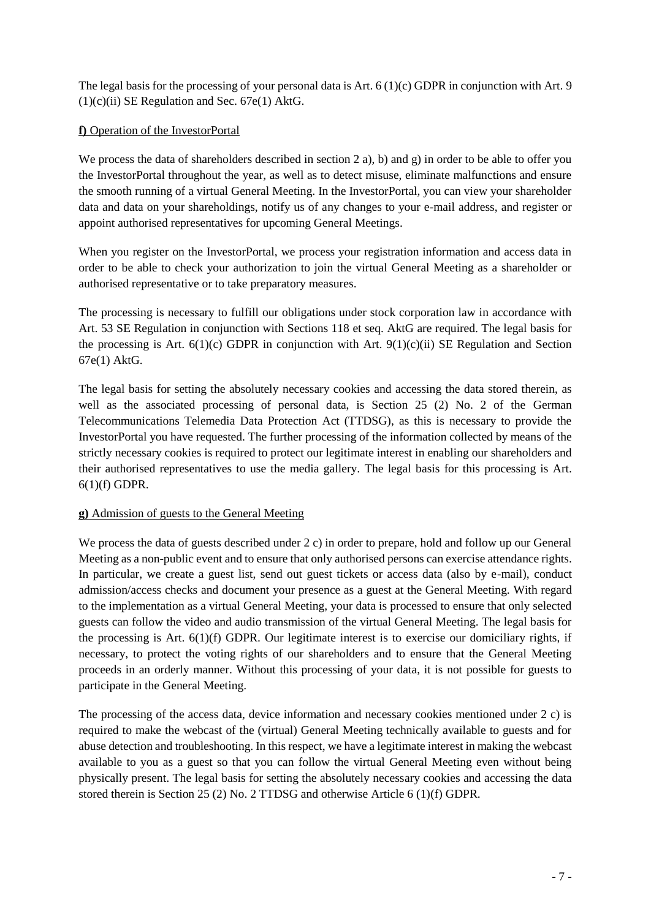The legal basis for the processing of your personal data is Art. 6 (1)(c) GDPR in conjunction with Art. 9 (1)(c)(ii) SE Regulation and Sec. 67e(1) AktG.

**f)** Operation of the InvestorPortal

We process the data of shareholders described in section 2 a), b) and g) in order to be able to offer you the InvestorPortal throughout the year, as well as to detect misuse, eliminate malfunctions and ensure the smooth running of a virtual General Meeting. In the InvestorPortal, you can view your shareholder data and data on your shareholdings, notify us of any changes to your e-mail address, and register or appoint authorised representatives for upcoming General Meetings.

When you register on the InvestorPortal, we process your registration information and access data in order to be able to check your authorization to join the virtual General Meeting as a shareholder or authorised representative or to take preparatory measures.

The processing is necessary to fulfill our obligations under stock corporation law in accordance with Art. 53 SE Regulation in conjunction with Sections 118 et seq. AktG are required. The legal basis for the processing is Art. 6(1)(c) GDPR in conjunction with Art. 9(1)(c)(ii) SE Regulation and Section 67e(1) AktG.

The legal basis for setting the absolutely necessary cookies and accessing the data stored therein, as well as the associated processing of personal data, is Section 25 (2) No. 2 of the German Telecommunications Telemedia Data Protection Act (TTDSG), as this is necessary to provide the InvestorPortal you have requested. The further processing of the information collected by means of the strictly necessary cookies is required to protect our legitimate interest in enabling our shareholders and their authorised representatives to use the media gallery. The legal basis for this processing is Art. 6(1)(f) GDPR.

**g)** Admission of guests to the General Meeting

We process the data of guests described under 2 c) in order to prepare, hold and follow up our General Meeting as a non-public event and to ensure that only authorised persons can exercise attendance rights. In particular, we create a guest list, send out guest tickets or access data (also by e-mail), conduct admission/access checks and document your presence as a guest at the General Meeting. With regard to the implementation as a virtual General Meeting, your data is processed to ensure that only selected guests can follow the video and audio transmission of the virtual General Meeting. The legal basis for the processing is Art. 6(1)(f) GDPR. Our legitimate interest is to exercise our domiciliary rights, if necessary, to protect the voting rights of our shareholders and to ensure that the General Meeting proceeds in an orderly manner. Without this processing of your data, it is not possible for guests to participate in the General Meeting.

The processing of the access data, device information and necessary cookies mentioned under 2 c) is required to make the webcast of the (virtual) General Meeting technically available to guests and for abuse detection and troubleshooting. In this respect, we have a legitimate interest in making the webcast available to you as a guest so that you can follow the virtual General Meeting even without being physically present. The legal basis for setting the absolutely necessary cookies and accessing the data stored therein is Section 25 (2) No. 2 TTDSG and otherwise Article 6 (1)(f) GDPR.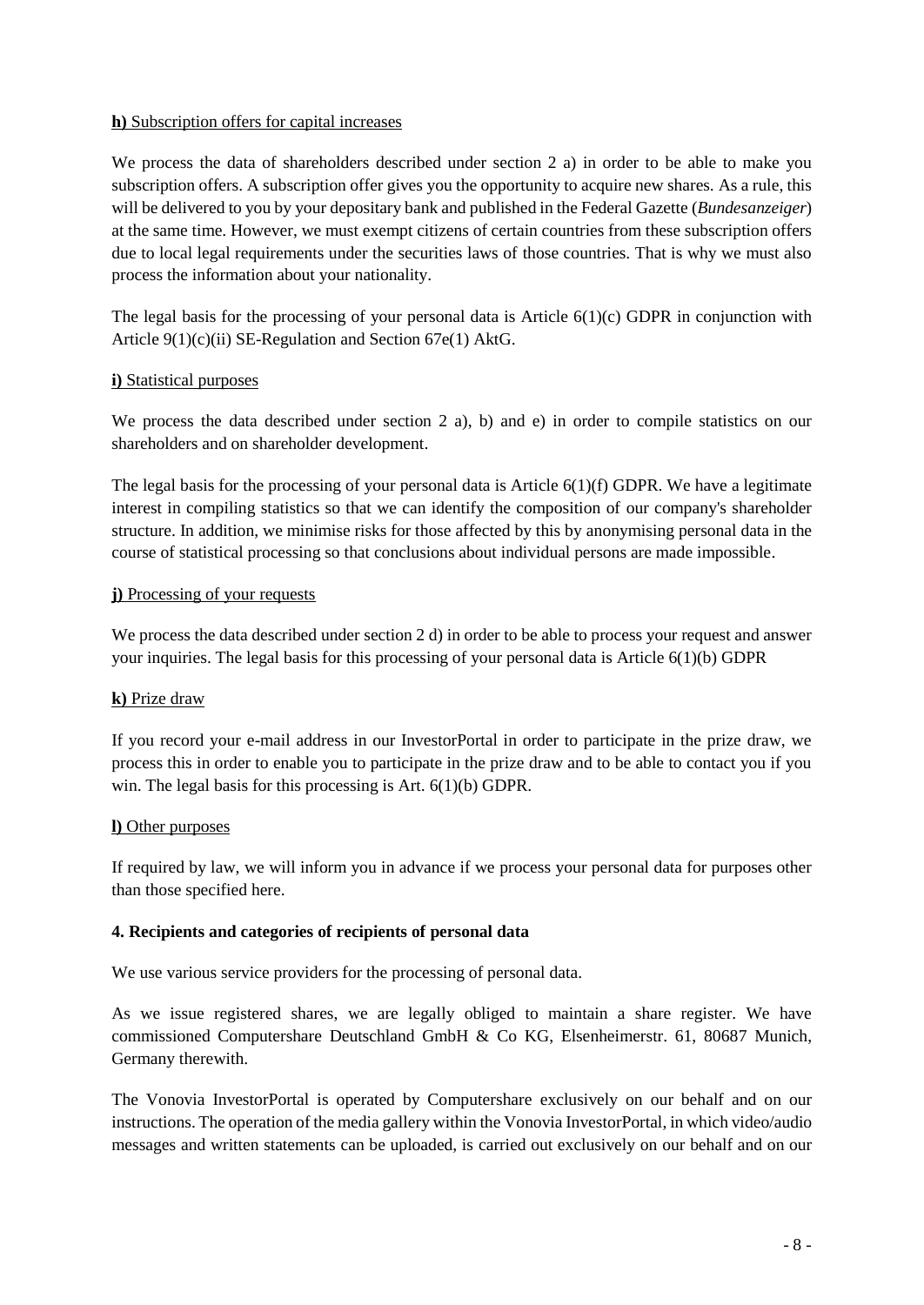**h)** Subscription offers for capital increases

We process the data of shareholders described under section 2 a) in order to be able to make you subscription offers. A subscription offer gives you the opportunity to acquire new shares. As a rule, this will be delivered to you by your depositary bank and published in the Federal Gazette (*Bundesanzeiger*) at the same time. However, we must exempt citizens of certain countries from these subscription offers due to local legal requirements under the securities laws of those countries. That is why we must also process the information about your nationality.

The legal basis for the processing of your personal data is Article 6(1)(c) GDPR in conjunction with Article 9(1)(c)(ii) SE-Regulation and Section 67e(1) AktG.

**i)** Statistical purposes

We process the data described under section 2 a), b) and e) in order to compile statistics on our shareholders and on shareholder development.

The legal basis for the processing of your personal data is Article 6(1)(f) GDPR. We have a legitimate interest in compiling statistics so that we can identify the composition of our company's shareholder structure. In addition, we minimise risks for those affected by this by anonymising personal data in the course of statistical processing so that conclusions about individual persons are made impossible.

**j)** Processing of your requests

We process the data described under section 2 d) in order to be able to process your request and answer your inquiries. The legal basis for this processing of your personal data is Article 6(1)(b) GDPR

**k)** Prize draw

If you record your e-mail address in our InvestorPortal in order to participate in the prize draw, we process this in order to enable you to participate in the prize draw and to be able to contact you if you win. The legal basis for this processing is Art. 6(1)(b) GDPR.

**l)** Other purposes

If required by law, we will inform you in advance if we process your personal data for purposes other than those specified here.

**4. Recipients and categories of recipients of personal data**

We use various service providers for the processing of personal data.

As we issue registered shares, we are legally obliged to maintain a share register. We have commissioned Computershare Deutschland GmbH & Co KG, Elsenheimerstr. 61, 80687 Munich, Germany therewith.

The Vonovia InvestorPortal is operated by Computershare exclusively on our behalf and on our instructions. The operation of the media gallery within the Vonovia InvestorPortal, in which video/audio messages and written statements can be uploaded, is carried out exclusively on our behalf and on our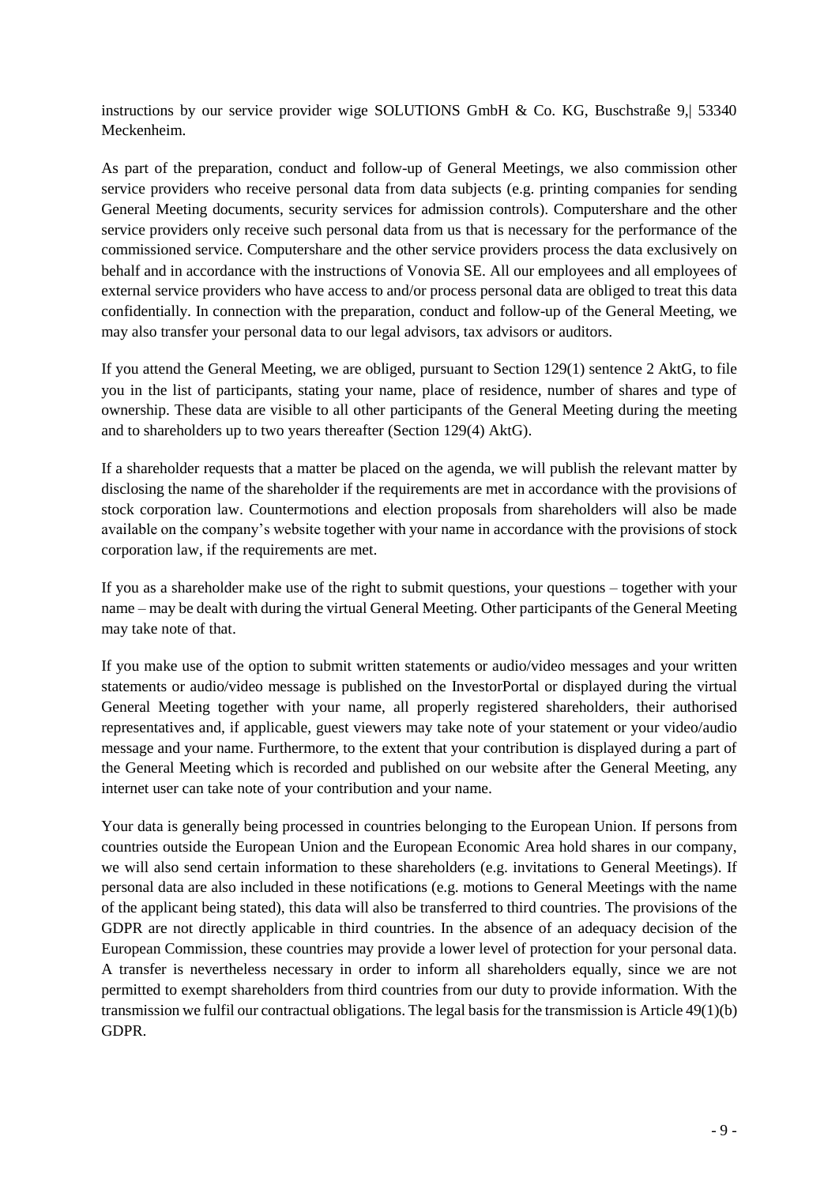instructions by our service provider wige SOLUTIONS GmbH & Co. KG, Buschstraße 9,| 53340 Meckenheim.

As part of the preparation, conduct and follow-up of General Meetings, we also commission other service providers who receive personal data from data subjects (e.g. printing companies for sending General Meeting documents, security services for admission controls). Computershare and the other service providers only receive such personal data from us that is necessary for the performance of the commissioned service. Computershare and the other service providers process the data exclusively on behalf and in accordance with the instructions of Vonovia SE. All our employees and all employees of external service providers who have access to and/or process personal data are obliged to treat this data confidentially. In connection with the preparation, conduct and follow-up of the General Meeting, we may also transfer your personal data to our legal advisors, tax advisors or auditors.

If you attend the General Meeting, we are obliged, pursuant to Section 129(1) sentence 2 AktG, to file you in the list of participants, stating your name, place of residence, number of shares and type of ownership. These data are visible to all other participants of the General Meeting during the meeting and to shareholders up to two years thereafter (Section 129(4) AktG).

If a shareholder requests that a matter be placed on the agenda, we will publish the relevant matter by disclosing the name of the shareholder if the requirements are met in accordance with the provisions of stock corporation law. Countermotions and election proposals from shareholders will also be made available on the company's website together with your name in accordance with the provisions of stock corporation law, if the requirements are met.

If you as a shareholder make use of the right to submit questions, your questions – together with your name – may be dealt with during the virtual General Meeting. Other participants of the General Meeting may take note of that.

If you make use of the option to submit written statements or audio/video messages and your written statements or audio/video message is published on the InvestorPortal or displayed during the virtual General Meeting together with your name, all properly registered shareholders, their authorised representatives and, if applicable, guest viewers may take note of your statement or your video/audio message and your name. Furthermore, to the extent that your contribution is displayed during a part of the General Meeting which is recorded and published on our website after the General Meeting, any internet user can take note of your contribution and your name.

Your data is generally being processed in countries belonging to the European Union. If persons from countries outside the European Union and the European Economic Area hold shares in our company, we will also send certain information to these shareholders (e.g. invitations to General Meetings). If personal data are also included in these notifications (e.g. motions to General Meetings with the name of the applicant being stated), this data will also be transferred to third countries. The provisions of the GDPR are not directly applicable in third countries. In the absence of an adequacy decision of the European Commission, these countries may provide a lower level of protection for your personal data. A transfer is nevertheless necessary in order to inform all shareholders equally, since we are not permitted to exempt shareholders from third countries from our duty to provide information. With the transmission we fulfil our contractual obligations. The legal basis for the transmission is Article 49(1)(b) GDPR.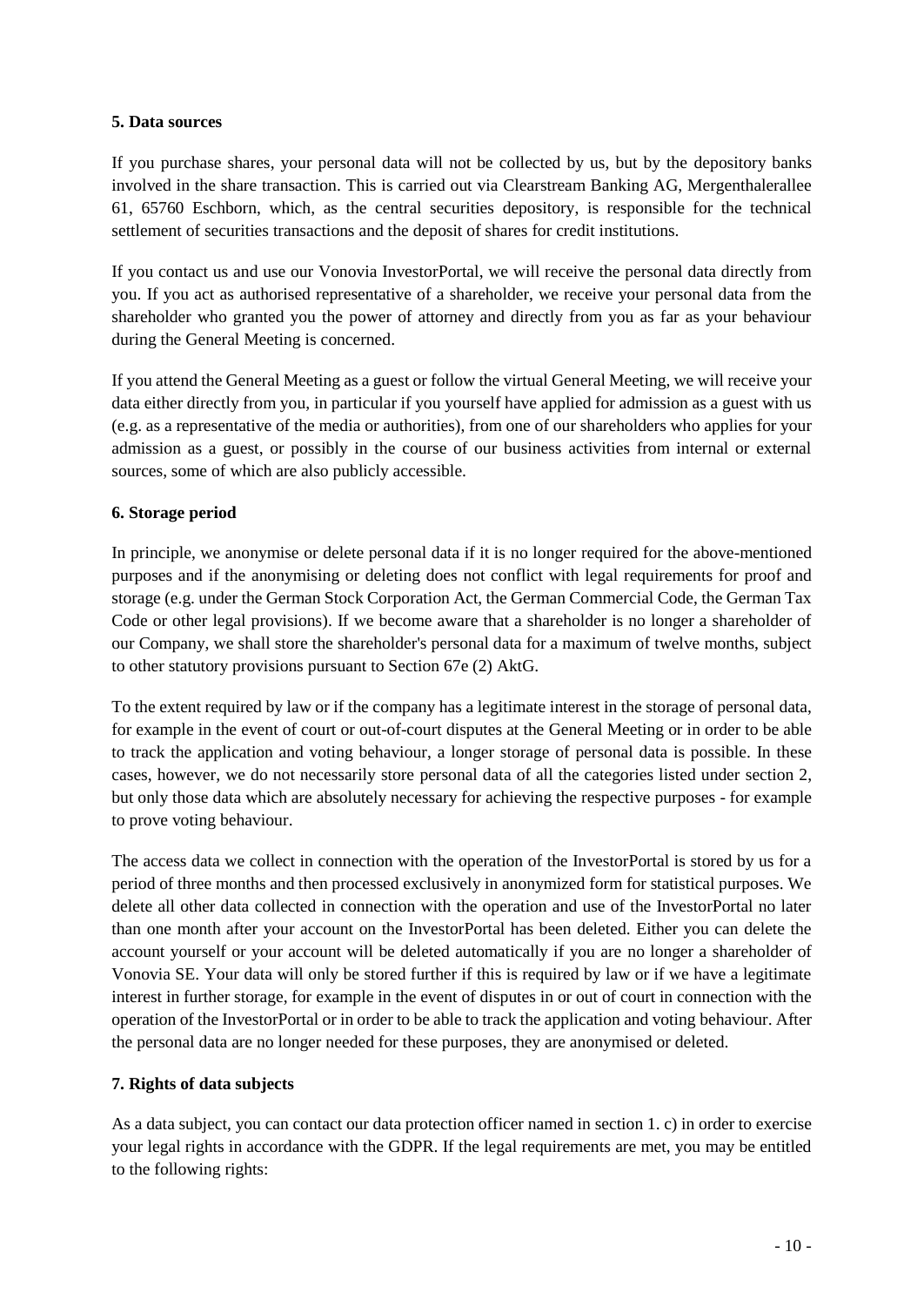## 5. Data sources

If you purchase shares, your personal data will not be collected by us, but by the depository banks involved in the share transaction. This is carried out via Clearstream Banking AG, Mergenthalerallee 61, 65760 Eschborn, which, as the central securities depository, is responsible for the technical settlement of securities transactions and the deposit of shares for credit institutions.

If you contact us and use our Vonovia InvestorPortal, we will receive the personal data directly from you. If you act as authorised representative of a shareholder, we receive your personal data from the shareholder who granted you the power of attorney and directly from you as far as your behaviour during the General Meeting is concerned.

If you attend the General Meeting as a guest or follow the virtual General Meeting, we will receive your data either directly from you, in particular if you yourself have applied for admission as a guest with us (e.g. as a representative of the media or authorities), from one of our shareholders who applies for your admission as a guest, or possibly in the course of our business activities from internal or external sources, some of which are also publicly accessible.

## 6. Storage period

In principle, we anonymise or delete personal data if it is no longer required for the above-mentioned purposes and if the anonymising or deleting does not conflict with legal requirements for proof and storage (e.g. under the German Stock Corporation Act, the German Commercial Code, the German Tax Code or other legal provisions). If we become aware that a shareholder is no longer a shareholder of our Company, we shall store the shareholder's personal data for a maximum of twelve months, subject to other statutory provisions pursuant to Section 67e (2) AktG.

To the extent required by law or if the company has a legitimate interest in the storage of personal data, for example in the event of court or out-of-court disputes at the General Meeting or in order to be able to track the application and voting behaviour, a longer storage of personal data is possible. In these cases, however, we do not necessarily store personal data of all the categories listed under section 2, but only those data which are absolutely necessary for achieving the respective purposes - for example to prove voting behaviour.

The access data we collect in connection with the operation of the InvestorPortal is stored by us for a period of three months and then processed exclusively in anonymized form for statistical purposes. We delete all other data collected in connection with the operation and use of the InvestorPortal no later than one month after your account on the InvestorPortal has been deleted. Either you can delete the account yourself or your account will be deleted automatically if you are no longer a shareholder of Vonovia SE. Your data will only be stored further if this is required by law or if we have a legitimate interest in further storage, for example in the event of disputes in or out of court in connection with the operation of the InvestorPortal or in order to be able to track the application and voting behaviour. After the personal data are no longer needed for these purposes, they are anonymised or deleted.

## 7. Rights of data subjects

As a data subject, you can contact our data protection officer named in section 1. c) in order to exercise your legal rights in accordance with the GDPR. If the legal requirements are met, you may be entitled to the following rights: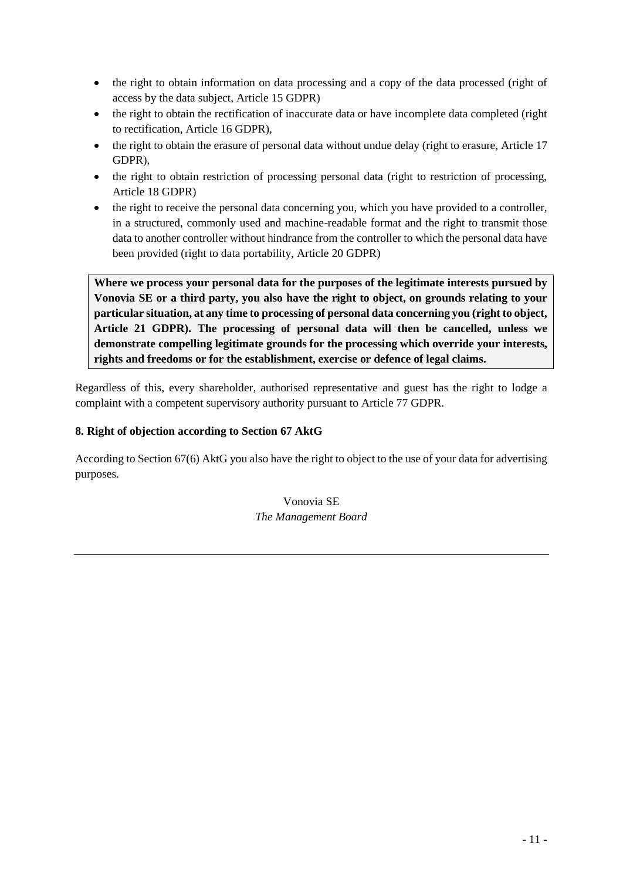- the right to obtain information on data processing and a copy of the data processed (right of access by the data subject, Article 15 GDPR)
- the right to obtain the rectification of inaccurate data or have incomplete data completed (right to rectification, Article 16 GDPR),
- the right to obtain the erasure of personal data without undue delay (right to erasure, Article 17 GDPR),
- the right to obtain restriction of processing personal data (right to restriction of processing, Article 18 GDPR)
- the right to receive the personal data concerning you, which you have provided to a controller, in a structured, commonly used and machine-readable format and the right to transmit those data to another controller without hindrance from the controller to which the personal data have been provided (right to data portability, Article 20 GDPR)

**Where we process your personal data for the purposes of the legitimate interests pursued by Vonovia SE or a third party, you also have the right to object, on grounds relating to your particular situation, at any time to processing of personal data concerning you (right to object, Article 21 GDPR). The processing of personal data will then be cancelled, unless we demonstrate compelling legitimate grounds for the processing which override your interests, rights and freedoms or for the establishment, exercise or defence of legal claims.**

Regardless of this, every shareholder, authorised representative and guest has the right to lodge a complaint with a competent supervisory authority pursuant to Article 77 GDPR.

**8. Right of objection according to Section 67 AktG**

According to Section 67(6) AktG you also have the right to object to the use of your data for advertising purposes.

Vonovia SE
*The Management Board*